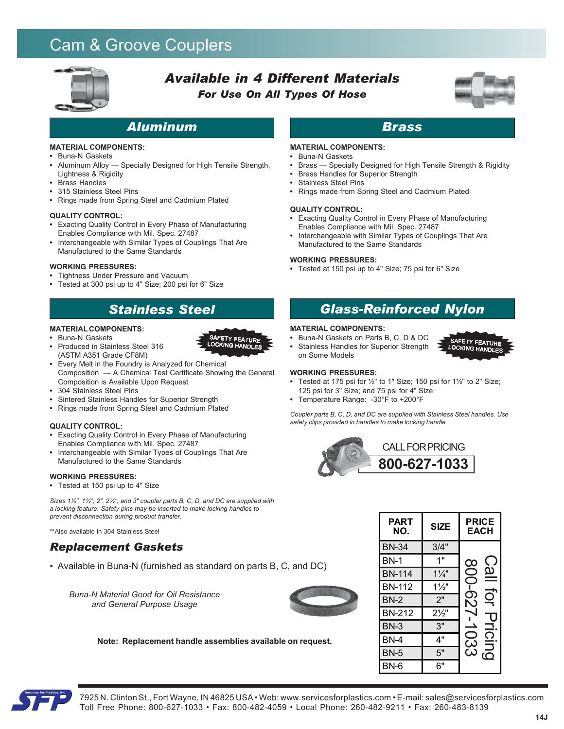# Cam & Groove Couplers

## Available in 4 Different Materials

### For Use On All Types Of Hose

## Aluminum

**MATERIAL COMPONENTS:**

- Buna-N Gaskets
- Aluminum Alloy — Specially Designed for High Tensile Strength, Lightness & Rigidity
- Brass Handles
- 315 Stainless Steel Pins
- Rings made from Spring Steel and Cadmium Plated

**QUALITY CONTROL:**

- Exacting Quality Control in Every Phase of Manufacturing Enables Compliance with Mil. Spec. 27487
- Interchangeable with Similar Types of Couplings That Are Manufactured to the Same Standards

**WORKING PRESSURES:**

- Tightness Under Pressure and Vacuum
- Tested at 300 psi up to 4" Size; 200 psi for 6" Size

## Brass

**MATERIAL COMPONENTS:**

- Buna-N Gaskets
- Brass — Specially Designed for High Tensile Strength & Rigidity
- Brass Handles for Superior Strength
- Stainless Steel Pins
- Rings made from Spring Steel and Cadmium Plated

**QUALITY CONTROL:**

- Exacting Quality Control in Every Phase of Manufacturing Enables Compliance with Mil. Spec. 27487
- Interchangeable with Similar Types of Couplings That Are Manufactured to the Same Standards

**WORKING PRESSURES:**

- Tested at 150 psi up to 4" Size; 75 psi for 6" Size

## Stainless Steel

SAFETY FEATURE LOCKING HANDLES

**MATERIAL COMPONENTS:**

- Buna-N Gaskets
- Produced in Stainless Steel 316 (ASTM A351 Grade CF8M)
- Every Melt in the Foundry is Analyzed for Chemical Composition — A Chemical Test Certificate Showing the General Composition is Available Upon Request
- 304 Stainless Steel Pins
- Sintered Stainless Handles for Superior Strength
- Rings made from Spring Steel and Cadmium Plated

**QUALITY CONTROL:**

- Exacting Quality Control in Every Phase of Manufacturing Enables Compliance with Mil. Spec. 27487
- Interchangeable with Similar Types of Couplings That Are Manufactured to the Same Standards

**WORKING PRESSURES:**

- Tested at 150 psi up to 4" Size

*Sizes 1¼", 1½", 2", 2½", and 3" coupler parts B, C, D, and DC are supplied with a locking feature. Safety pins may be inserted to make locking handles to prevent disconnection during product transfer.*

**Also available in 304 Stainless Steel

## Glass-Reinforced Nylon

SAFETY FEATURE LOCKING HANDLES

**MATERIAL COMPONENTS:**

- Buna-N Gaskets on Parts B, C, D & DC
- Stainless Handles for Superior Strength on Some Models

**WORKING PRESSURES:**

- Tested at 175 psi for ½" to 1" Size; 150 psi for 1½" to 2" Size; 125 psi for 3" Size; and 75 psi for 4" Size
- Temperature Range: -30°F to +200°F

*Coupler parts B, C, D, and DC are supplied with Stainless Steel handles. Use safety clips provided in handles to make locking handle.*

CALL FOR PRICING **800-627-1033**

## Replacement Gaskets

- Available in Buna-N (furnished as standard on parts B, C, and DC)

*Buna-N Material Good for Oil Resistance and General Purpose Usage*

**Note: Replacement handle assemblies available on request.**

| PART NO. | SIZE | PRICE EACH |
|---|---|---|
| BN-34 | 3/4" | Call for Pricing 800-627-1033 |
| BN-1 | 1" | |
| BN-114 | 1¼" | |
| BN-112 | 1½" | |
| BN-2 | 2" | |
| BN-212 | 2½" | |
| BN-3 | 3" | |
| BN-4 | 4" | |
| BN-5 | 5" | |
| BN-6 | 6" | |

7925 N. Clinton St., Fort Wayne, IN 46825 USA • Web: www.servicesforplastics.com • E-mail: sales@servicesforplastics.com
Toll Free Phone: 800-627-1033 • Fax: 800-482-4059 • Local Phone: 260-482-9211 • Fax: 260-483-8139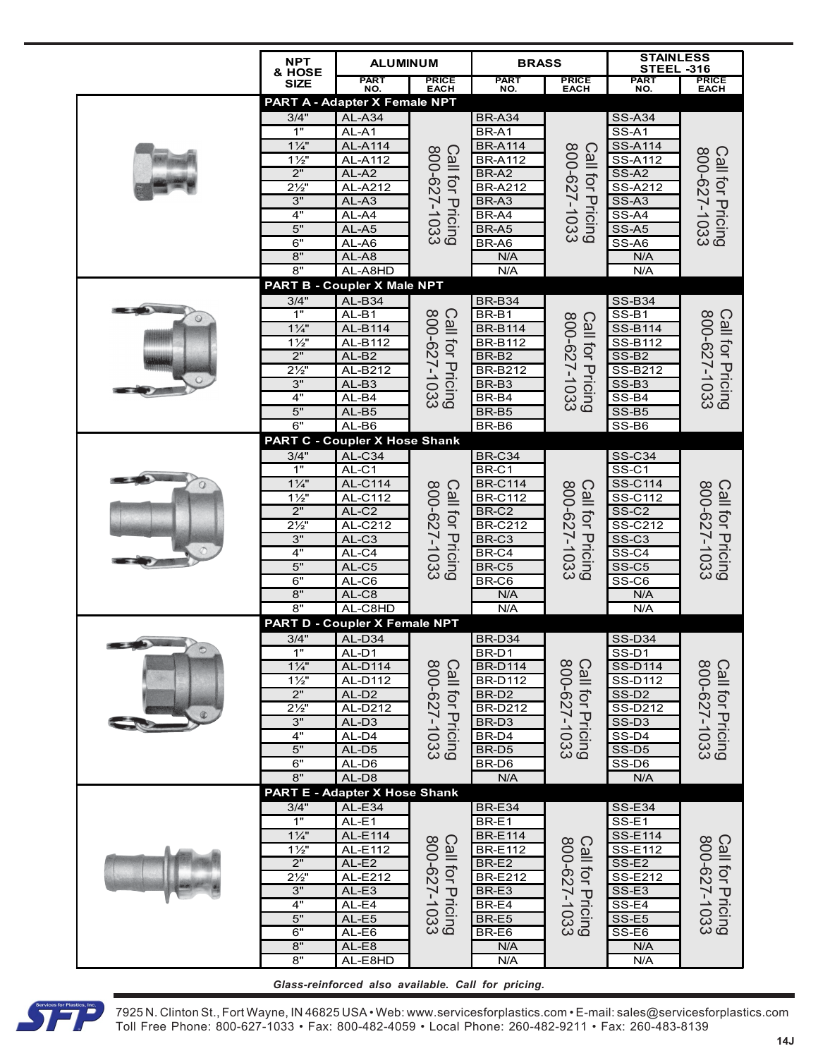| NPT & HOSE SIZE | ALUMINUM | | BRASS | | STAINLESS STEEL -316 | |
|---|---|---|---|---|---|---|
| | PART NO. | PRICE EACH | PART NO. | PRICE EACH | PART NO. | PRICE EACH |
| **PART A - Adapter X Female NPT** | | | | | | |
| 3/4" | AL-A34 | Call for Pricing 800-627-1033 | BR-A34 | Call for Pricing 800-627-1033 | SS-A34 | Call for Pricing 800-627-1033 |
| 1" | AL-A1 | | BR-A1 | | SS-A1 | |
| 1¼" | AL-A114 | | BR-A114 | | SS-A114 | |
| 1½" | AL-A112 | | BR-A112 | | SS-A112 | |
| 2" | AL-A2 | | BR-A2 | | SS-A2 | |
| 2½" | AL-A212 | | BR-A212 | | SS-A212 | |
| 3" | AL-A3 | | BR-A3 | | SS-A3 | |
| 4" | AL-A4 | | BR-A4 | | SS-A4 | |
| 5" | AL-A5 | | BR-A5 | | SS-A5 | |
| 6" | AL-A6 | | BR-A6 | | SS-A6 | |
| 8" | AL-A8 | | N/A | | N/A | |
| 8" | AL-A8HD | | N/A | | N/A | |
| **PART B - Coupler X Male NPT** | | | | | | |
| 3/4" | AL-B34 | Call for Pricing 800-627-1033 | BR-B34 | Call for Pricing 800-627-1033 | SS-B34 | Call for Pricing 800-627-1033 |
| 1" | AL-B1 | | BR-B1 | | SS-B1 | |
| 1¼" | AL-B114 | | BR-B114 | | SS-B114 | |
| 1½" | AL-B112 | | BR-B112 | | SS-B112 | |
| 2" | AL-B2 | | BR-B2 | | SS-B2 | |
| 2½" | AL-B212 | | BR-B212 | | SS-B212 | |
| 3" | AL-B3 | | BR-B3 | | SS-B3 | |
| 4" | AL-B4 | | BR-B4 | | SS-B4 | |
| 5" | AL-B5 | | BR-B5 | | SS-B5 | |
| 6" | AL-B6 | | BR-B6 | | SS-B6 | |
| **PART C - Coupler X Hose Shank** | | | | | | |
| 3/4" | AL-C34 | Call for Pricing 800-627-1033 | BR-C34 | Call for Pricing 800-627-1033 | SS-C34 | Call for Pricing 800-627-1033 |
| 1" | AL-C1 | | BR-C1 | | SS-C1 | |
| 1¼" | AL-C114 | | BR-C114 | | SS-C114 | |
| 1½" | AL-C112 | | BR-C112 | | SS-C112 | |
| 2" | AL-C2 | | BR-C2 | | SS-C2 | |
| 2½" | AL-C212 | | BR-C212 | | SS-C212 | |
| 3" | AL-C3 | | BR-C3 | | SS-C3 | |
| 4" | AL-C4 | | BR-C4 | | SS-C4 | |
| 5" | AL-C5 | | BR-C5 | | SS-C5 | |
| 6" | AL-C6 | | BR-C6 | | SS-C6 | |
| 8" | AL-C8 | | N/A | | N/A | |
| 8" | AL-C8HD | | N/A | | N/A | |
| **PART D - Coupler X Female NPT** | | | | | | |
| 3/4" | AL-D34 | Call for Pricing 800-627-1033 | BR-D34 | Call for Pricing 800-627-1033 | SS-D34 | Call for Pricing 800-627-1033 |
| 1" | AL-D1 | | BR-D1 | | SS-D1 | |
| 1¼" | AL-D114 | | BR-D114 | | SS-D114 | |
| 1½" | AL-D112 | | BR-D112 | | SS-D112 | |
| 2" | AL-D2 | | BR-D2 | | SS-D2 | |
| 2½" | AL-D212 | | BR-D212 | | SS-D212 | |
| 3" | AL-D3 | | BR-D3 | | SS-D3 | |
| 4" | AL-D4 | | BR-D4 | | SS-D4 | |
| 5" | AL-D5 | | BR-D5 | | SS-D5 | |
| 6" | AL-D6 | | BR-D6 | | SS-D6 | |
| 8" | AL-D8 | | N/A | | N/A | |
| **PART E - Adapter X Hose Shank** | | | | | | |
| 3/4" | AL-E34 | Call for Pricing 800-627-1033 | BR-E34 | Call for Pricing 800-627-1033 | SS-E34 | Call for Pricing 800-627-1033 |
| 1" | AL-E1 | | BR-E1 | | SS-E1 | |
| 1¼" | AL-E114 | | BR-E114 | | SS-E114 | |
| 1½" | AL-E112 | | BR-E112 | | SS-E112 | |
| 2" | AL-E2 | | BR-E2 | | SS-E2 | |
| 2½" | AL-E212 | | BR-E212 | | SS-E212 | |
| 3" | AL-E3 | | BR-E3 | | SS-E3 | |
| 4" | AL-E4 | | BR-E4 | | SS-E4 | |
| 5" | AL-E5 | | BR-E5 | | SS-E5 | |
| 6" | AL-E6 | | BR-E6 | | SS-E6 | |
| 8" | AL-E8 | | N/A | | N/A | |
| 8" | AL-E8HD | | N/A | | N/A | |

*Glass-reinforced also available. Call for pricing.*

7925 N. Clinton St., Fort Wayne, IN 46825 USA • Web: www.servicesforplastics.com • E-mail: sales@servicesforplastics.com
Toll Free Phone: 800-627-1033 • Fax: 800-482-4059 • Local Phone: 260-482-9211 • Fax: 260-483-8139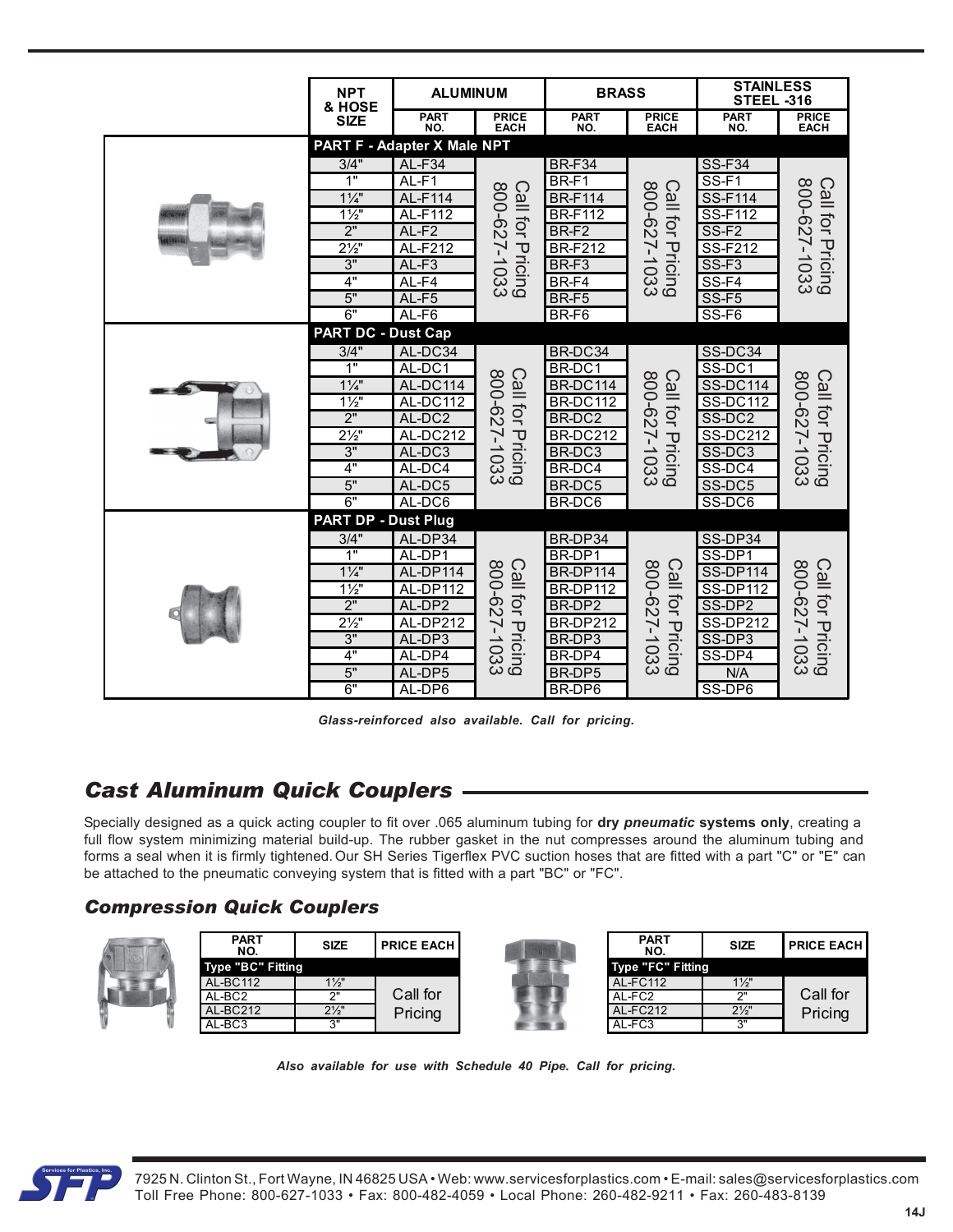| NPT & HOSE SIZE | ALUMINUM | | BRASS | | STAINLESS STEEL -316 | |
|---|---|---|---|---|---|---|
| | PART NO. | PRICE EACH | PART NO. | PRICE EACH | PART NO. | PRICE EACH |
| **PART F - Adapter X Male NPT** | | | | | | |
| 3/4" | AL-F34 | Call for Pricing 800-627-1033 | BR-F34 | Call for Pricing 800-627-1033 | SS-F34 | Call for Pricing 800-627-1033 |
| 1" | AL-F1 | | BR-F1 | | SS-F1 | |
| 1¼" | AL-F114 | | BR-F114 | | SS-F114 | |
| 1½" | AL-F112 | | BR-F112 | | SS-F112 | |
| 2" | AL-F2 | | BR-F2 | | SS-F2 | |
| 2½" | AL-F212 | | BR-F212 | | SS-F212 | |
| 3" | AL-F3 | | BR-F3 | | SS-F3 | |
| 4" | AL-F4 | | BR-F4 | | SS-F4 | |
| 5" | AL-F5 | | BR-F5 | | SS-F5 | |
| 6" | AL-F6 | | BR-F6 | | SS-F6 | |
| **PART DC - Dust Cap** | | | | | | |
| 3/4" | AL-DC34 | Call for Pricing 800-627-1033 | BR-DC34 | Call for Pricing 800-627-1033 | SS-DC34 | Call for Pricing 800-627-1033 |
| 1" | AL-DC1 | | BR-DC1 | | SS-DC1 | |
| 1¼" | AL-DC114 | | BR-DC114 | | SS-DC114 | |
| 1½" | AL-DC112 | | BR-DC112 | | SS-DC112 | |
| 2" | AL-DC2 | | BR-DC2 | | SS-DC2 | |
| 2½" | AL-DC212 | | BR-DC212 | | SS-DC212 | |
| 3" | AL-DC3 | | BR-DC3 | | SS-DC3 | |
| 4" | AL-DC4 | | BR-DC4 | | SS-DC4 | |
| 5" | AL-DC5 | | BR-DC5 | | SS-DC5 | |
| 6" | AL-DC6 | | BR-DC6 | | SS-DC6 | |
| **PART DP - Dust Plug** | | | | | | |
| 3/4" | AL-DP34 | Call for Pricing 800-627-1033 | BR-DP34 | Call for Pricing 800-627-1033 | SS-DP34 | Call for Pricing 800-627-1033 |
| 1" | AL-DP1 | | BR-DP1 | | SS-DP1 | |
| 1¼" | AL-DP114 | | BR-DP114 | | SS-DP114 | |
| 1½" | AL-DP112 | | BR-DP112 | | SS-DP112 | |
| 2" | AL-DP2 | | BR-DP2 | | SS-DP2 | |
| 2½" | AL-DP212 | | BR-DP212 | | SS-DP212 | |
| 3" | AL-DP3 | | BR-DP3 | | SS-DP3 | |
| 4" | AL-DP4 | | BR-DP4 | | SS-DP4 | |
| 5" | AL-DP5 | | BR-DP5 | | N/A | |
| 6" | AL-DP6 | | BR-DP6 | | SS-DP6 | |

***Glass-reinforced also available. Call for pricing.***

## *Cast Aluminum Quick Couplers*

Specially designed as a quick acting coupler to fit over .065 aluminum tubing for **dry *pneumatic* systems only**, creating a full flow system minimizing material build-up. The rubber gasket in the nut compresses around the aluminum tubing and forms a seal when it is firmly tightened. Our SH Series Tigerflex PVC suction hoses that are fitted with a part "C" or "E" can be attached to the pneumatic conveying system that is fitted with a part "BC" or "FC".

### *Compression Quick Couplers*

| PART NO. | SIZE | PRICE EACH |
|---|---|---|
| **Type "BC" Fitting** | | |
| AL-BC112 | 1½" | Call for Pricing |
| AL-BC2 | 2" | |
| AL-BC212 | 2½" | |
| AL-BC3 | 3" | |

| PART NO. | SIZE | PRICE EACH |
|---|---|---|
| **Type "FC" Fitting** | | |
| AL-FC112 | 1½" | Call for Pricing |
| AL-FC2 | 2" | |
| AL-FC212 | 2½" | |
| AL-FC3 | 3" | |

***Also available for use with Schedule 40 Pipe. Call for pricing.***

7925 N. Clinton St., Fort Wayne, IN 46825 USA • Web: www.servicesforplastics.com • E-mail: sales@servicesforplastics.com
Toll Free Phone: 800-627-1033 • Fax: 800-482-4059 • Local Phone: 260-482-9211 • Fax: 260-483-8139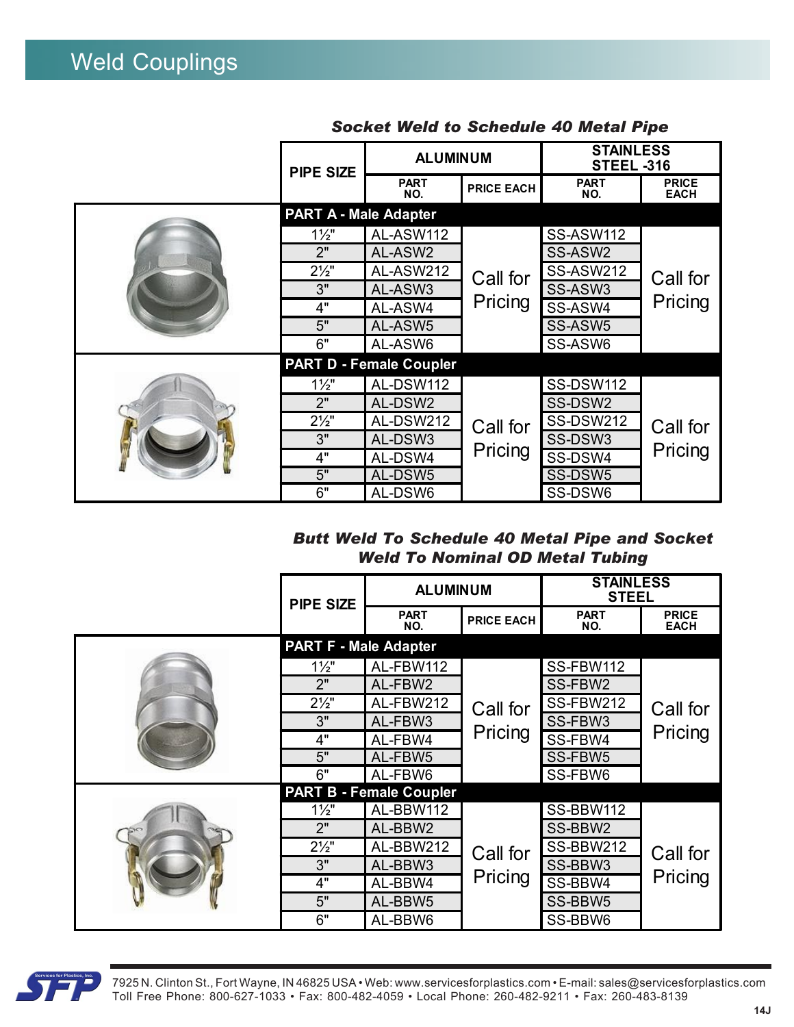# Weld Couplings

## *Socket Weld to Schedule 40 Metal Pipe*

| PIPE SIZE | ALUMINUM | | STAINLESS STEEL -316 | |
|---|---|---|---|---|
| | PART NO. | PRICE EACH | PART NO. | PRICE EACH |
| **PART A - Male Adapter** | | | | |
| 1½" | AL-ASW112 | Call for Pricing | SS-ASW112 | Call for Pricing |
| 2" | AL-ASW2 | | SS-ASW2 | |
| 2½" | AL-ASW212 | | SS-ASW212 | |
| 3" | AL-ASW3 | | SS-ASW3 | |
| 4" | AL-ASW4 | | SS-ASW4 | |
| 5" | AL-ASW5 | | SS-ASW5 | |
| 6" | AL-ASW6 | | SS-ASW6 | |
| **PART D - Female Coupler** | | | | |
| 1½" | AL-DSW112 | Call for Pricing | SS-DSW112 | Call for Pricing |
| 2" | AL-DSW2 | | SS-DSW2 | |
| 2½" | AL-DSW212 | | SS-DSW212 | |
| 3" | AL-DSW3 | | SS-DSW3 | |
| 4" | AL-DSW4 | | SS-DSW4 | |
| 5" | AL-DSW5 | | SS-DSW5 | |
| 6" | AL-DSW6 | | SS-DSW6 | |

## *Butt Weld To Schedule 40 Metal Pipe and Socket Weld To Nominal OD Metal Tubing*

| PIPE SIZE | ALUMINUM | | STAINLESS STEEL | |
|---|---|---|---|---|
| | PART NO. | PRICE EACH | PART NO. | PRICE EACH |
| **PART F - Male Adapter** | | | | |
| 1½" | AL-FBW112 | Call for Pricing | SS-FBW112 | Call for Pricing |
| 2" | AL-FBW2 | | SS-FBW2 | |
| 2½" | AL-FBW212 | | SS-FBW212 | |
| 3" | AL-FBW3 | | SS-FBW3 | |
| 4" | AL-FBW4 | | SS-FBW4 | |
| 5" | AL-FBW5 | | SS-FBW5 | |
| 6" | AL-FBW6 | | SS-FBW6 | |
| **PART B - Female Coupler** | | | | |
| 1½" | AL-BBW112 | Call for Pricing | SS-BBW112 | Call for Pricing |
| 2" | AL-BBW2 | | SS-BBW2 | |
| 2½" | AL-BBW212 | | SS-BBW212 | |
| 3" | AL-BBW3 | | SS-BBW3 | |
| 4" | AL-BBW4 | | SS-BBW4 | |
| 5" | AL-BBW5 | | SS-BBW5 | |
| 6" | AL-BBW6 | | SS-BBW6 | |

7925 N. Clinton St., Fort Wayne, IN 46825 USA • Web: www.servicesforplastics.com • E-mail: sales@servicesforplastics.com
Toll Free Phone: 800-627-1033 • Fax: 800-482-4059 • Local Phone: 260-482-9211 • Fax: 260-483-8139